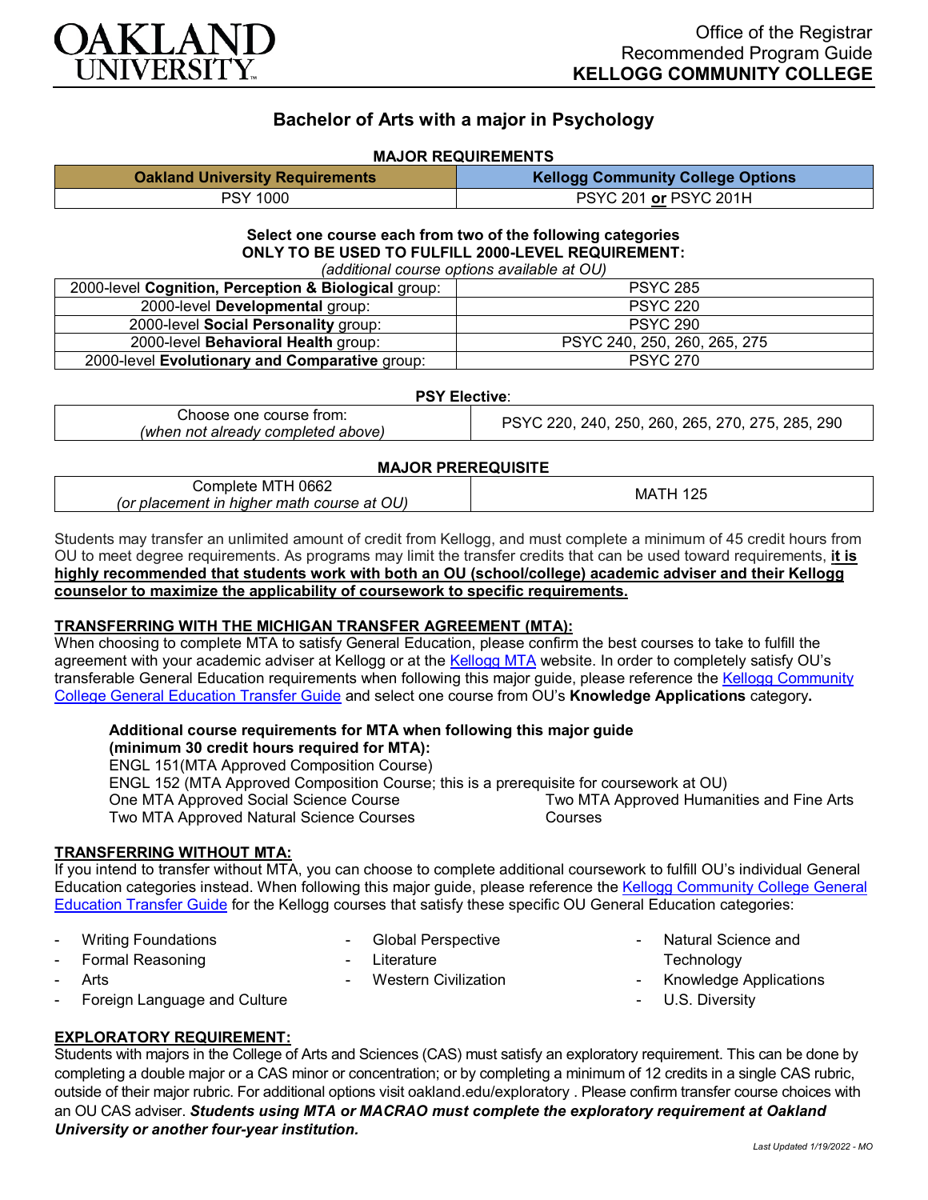Office of the Registrar
Recommended Program Guide
**KELLOGG COMMUNITY COLLEGE**

# Bachelor of Arts with a major in Psychology

## MAJOR REQUIREMENTS

| Oakland University Requirements | Kellogg Community College Options |
|---|---|
| PSY 1000 | PSYC 201 **or** PSYC 201H |

**Select one course each from two of the following categories**
**ONLY TO BE USED TO FULFILL 2000-LEVEL REQUIREMENT:**
*(additional course options available at OU)*

| | |
|---|---|
| 2000-level **Cognition, Perception & Biological** group: | PSYC 285 |
| 2000-level **Developmental** group: | PSYC 220 |
| 2000-level **Social Personality** group: | PSYC 290 |
| 2000-level **Behavioral Health** group: | PSYC 240, 250, 260, 265, 275 |
| 2000-level **Evolutionary and Comparative** group: | PSYC 270 |

**PSY Elective**:

| | |
|---|---|
| Choose one course from: *(when not already completed above)* | PSYC 220, 240, 250, 260, 265, 270, 275, 285, 290 |

**MAJOR PREREQUISITE**

| | |
|---|---|
| Complete MTH 0662 *(or placement in higher math course at OU)* | MATH 125 |

Students may transfer an unlimited amount of credit from Kellogg, and must complete a minimum of 45 credit hours from OU to meet degree requirements. As programs may limit the transfer credits that can be used toward requirements, **it is highly recommended that students work with both an OU (school/college) academic adviser and their Kellogg counselor to maximize the applicability of coursework to specific requirements.**

**TRANSFERRING WITH THE MICHIGAN TRANSFER AGREEMENT (MTA):**

When choosing to complete MTA to satisfy General Education, please confirm the best courses to take to fulfill the agreement with your academic adviser at Kellogg or at the Kellogg MTA website. In order to completely satisfy OU's transferable General Education requirements when following this major guide, please reference the Kellogg Community College General Education Transfer Guide and select one course from OU's **Knowledge Applications** category**.**

**Additional course requirements for MTA when following this major guide (minimum 30 credit hours required for MTA):**
ENGL 151(MTA Approved Composition Course)
ENGL 152 (MTA Approved Composition Course; this is a prerequisite for coursework at OU)
One MTA Approved Social Science Course
Two MTA Approved Natural Science Courses
Two MTA Approved Humanities and Fine Arts Courses

**TRANSFERRING WITHOUT MTA:**

If you intend to transfer without MTA, you can choose to complete additional coursework to fulfill OU's individual General Education categories instead. When following this major guide, please reference the Kellogg Community College General Education Transfer Guide for the Kellogg courses that satisfy these specific OU General Education categories:

- Writing Foundations
- Formal Reasoning
- Arts
- Foreign Language and Culture
- Global Perspective
- Literature
- Western Civilization
- Natural Science and Technology
- Knowledge Applications
- U.S. Diversity

**EXPLORATORY REQUIREMENT:**

Students with majors in the College of Arts and Sciences (CAS) must satisfy an exploratory requirement. This can be done by completing a double major or a CAS minor or concentration; or by completing a minimum of 12 credits in a single CAS rubric, outside of their major rubric. For additional options visit oakland.edu/exploratory . Please confirm transfer course choices with an OU CAS adviser. ***Students using MTA or MACRAO must complete the exploratory requirement at Oakland University or another four-year institution.***

*Last Updated 1/19/2022 - MO*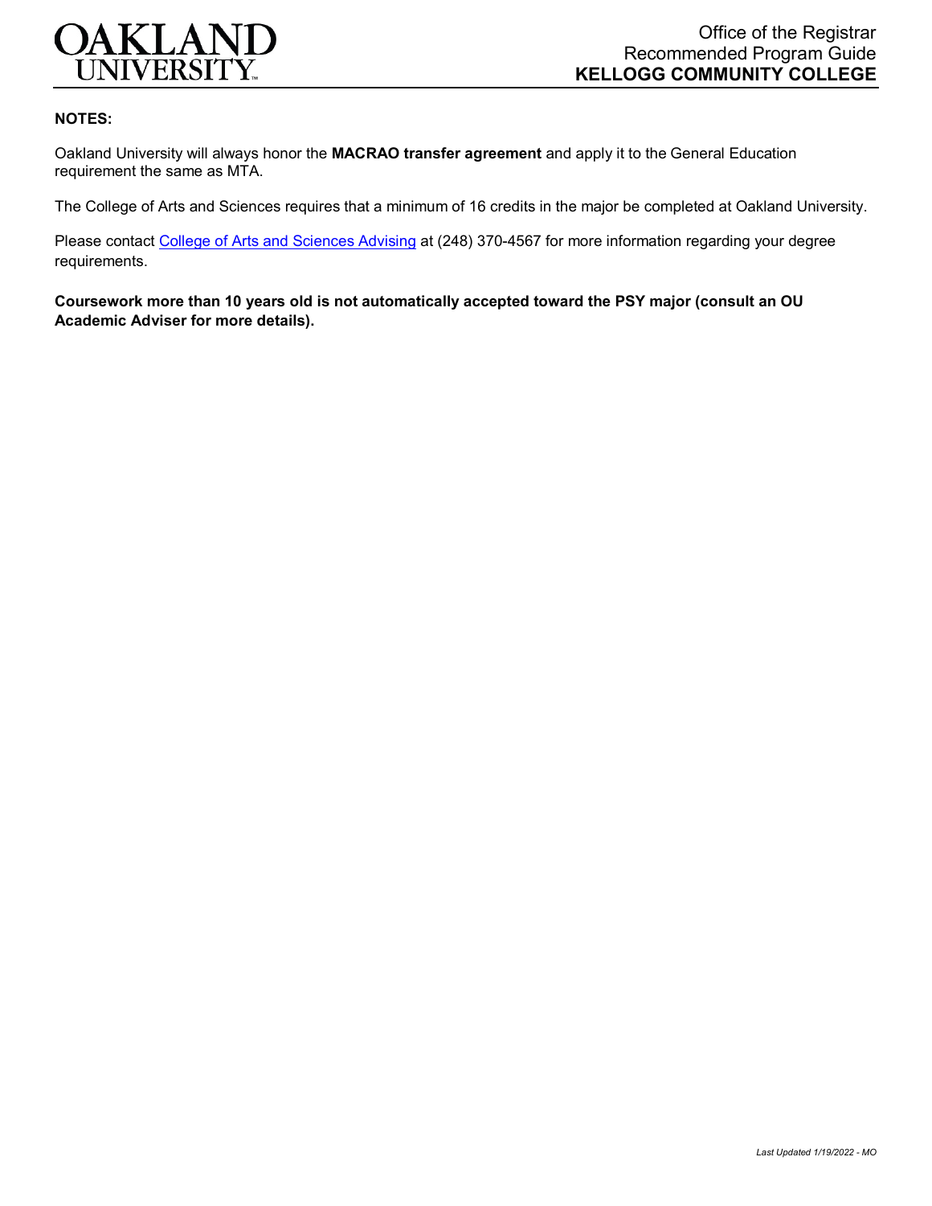**NOTES:**

Oakland University will always honor the **MACRAO transfer agreement** and apply it to the General Education requirement the same as MTA.

The College of Arts and Sciences requires that a minimum of 16 credits in the major be completed at Oakland University.

Please contact College of Arts and Sciences Advising at (248) 370-4567 for more information regarding your degree requirements.

**Coursework more than 10 years old is not automatically accepted toward the PSY major (consult an OU Academic Adviser for more details).**

*Last Updated 1/19/2022 - MO*